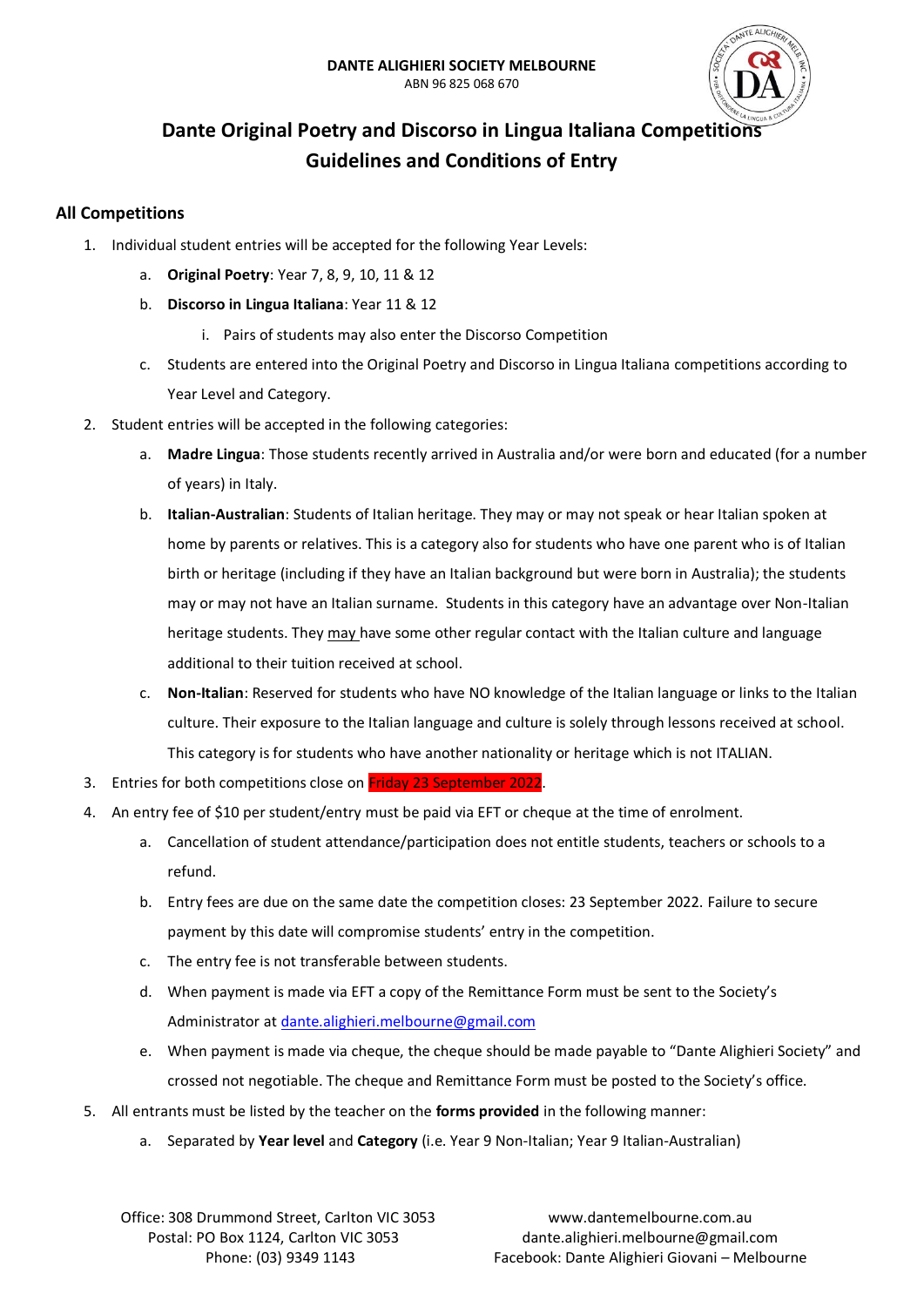DANTE ALIGHIERI SOCIETY MELBOURNE
ABN 96 825 068 670

# Dante Original Poetry and Discorso in Lingua Italiana Competitions Guidelines and Conditions of Entry

## All Competitions

1. Individual student entries will be accepted for the following Year Levels:
   a. **Original Poetry**: Year 7, 8, 9, 10, 11 & 12
   b. **Discorso in Lingua Italiana**: Year 11 & 12
      i. Pairs of students may also enter the Discorso Competition
   c. Students are entered into the Original Poetry and Discorso in Lingua Italiana competitions according to Year Level and Category.
2. Student entries will be accepted in the following categories:
   a. **Madre Lingua**: Those students recently arrived in Australia and/or were born and educated (for a number of years) in Italy.
   b. **Italian-Australian**: Students of Italian heritage. They may or may not speak or hear Italian spoken at home by parents or relatives. This is a category also for students who have one parent who is of Italian birth or heritage (including if they have an Italian background but were born in Australia); the students may or may not have an Italian surname. Students in this category have an advantage over Non-Italian heritage students. They may have some other regular contact with the Italian culture and language additional to their tuition received at school.
   c. **Non-Italian**: Reserved for students who have NO knowledge of the Italian language or links to the Italian culture. Their exposure to the Italian language and culture is solely through lessons received at school. This category is for students who have another nationality or heritage which is not ITALIAN.
3. Entries for both competitions close on Friday 23 September 2022.
4. An entry fee of $10 per student/entry must be paid via EFT or cheque at the time of enrolment.
   a. Cancellation of student attendance/participation does not entitle students, teachers or schools to a refund.
   b. Entry fees are due on the same date the competition closes: 23 September 2022. Failure to secure payment by this date will compromise students' entry in the competition.
   c. The entry fee is not transferable between students.
   d. When payment is made via EFT a copy of the Remittance Form must be sent to the Society's Administrator at dante.alighieri.melbourne@gmail.com
   e. When payment is made via cheque, the cheque should be made payable to "Dante Alighieri Society" and crossed not negotiable. The cheque and Remittance Form must be posted to the Society's office.
5. All entrants must be listed by the teacher on the **forms provided** in the following manner:
   a. Separated by **Year level** and **Category** (i.e. Year 9 Non-Italian; Year 9 Italian-Australian)

Office: 308 Drummond Street, Carlton VIC 3053
Postal: PO Box 1124, Carlton VIC 3053
Phone: (03) 9349 1143

www.dantemelbourne.com.au
dante.alighieri.melbourne@gmail.com
Facebook: Dante Alighieri Giovani – Melbourne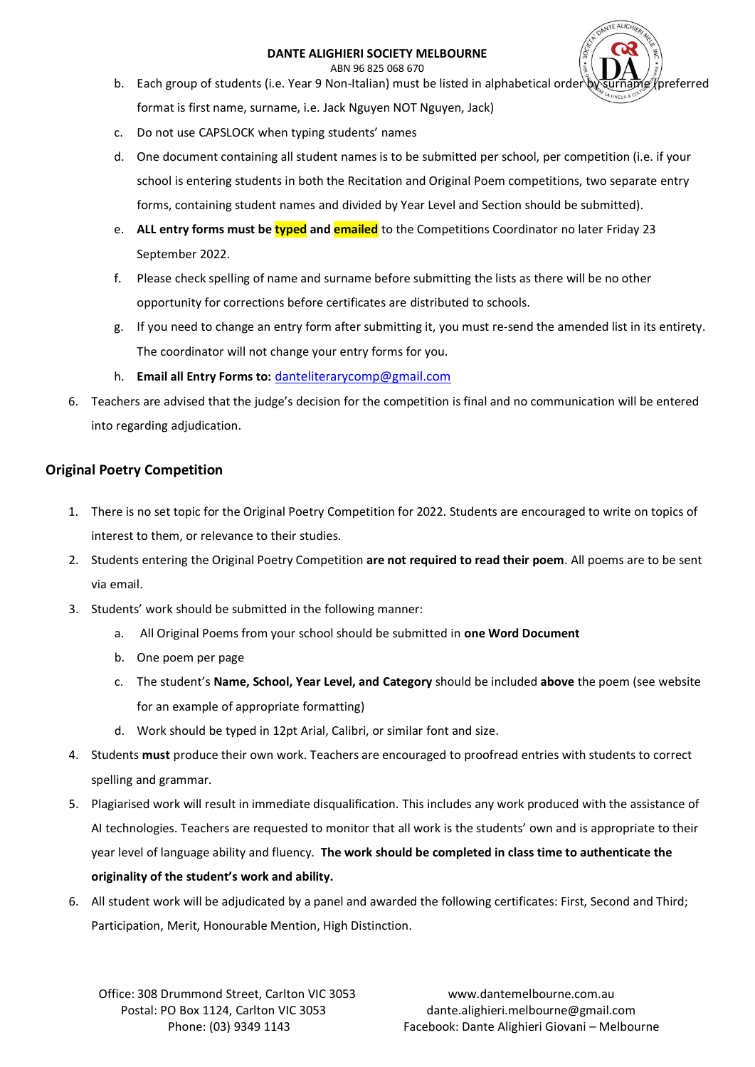b. Each group of students (i.e. Year 9 Non-Italian) must be listed in alphabetical order by surname (preferred format is first name, surname, i.e. Jack Nguyen NOT Nguyen, Jack)
c. Do not use CAPSLOCK when typing students' names
d. One document containing all student names is to be submitted per school, per competition (i.e. if your school is entering students in both the Recitation and Original Poem competitions, two separate entry forms, containing student names and divided by Year Level and Section should be submitted).
e. **ALL entry forms must be typed and emailed** to the Competitions Coordinator no later Friday 23 September 2022.
f. Please check spelling of name and surname before submitting the lists as there will be no other opportunity for corrections before certificates are distributed to schools.
g. If you need to change an entry form after submitting it, you must re-send the amended list in its entirety. The coordinator will not change your entry forms for you.
h. **Email all Entry Forms to:** danteliterarycomp@gmail.com

6. Teachers are advised that the judge's decision for the competition is final and no communication will be entered into regarding adjudication.

## Original Poetry Competition

1. There is no set topic for the Original Poetry Competition for 2022. Students are encouraged to write on topics of interest to them, or relevance to their studies.
2. Students entering the Original Poetry Competition **are not required to read their poem**. All poems are to be sent via email.
3. Students' work should be submitted in the following manner:
   a. All Original Poems from your school should be submitted in **one Word Document**
   b. One poem per page
   c. The student's **Name, School, Year Level, and Category** should be included **above** the poem (see website for an example of appropriate formatting)
   d. Work should be typed in 12pt Arial, Calibri, or similar font and size.
4. Students **must** produce their own work. Teachers are encouraged to proofread entries with students to correct spelling and grammar.
5. Plagiarised work will result in immediate disqualification. This includes any work produced with the assistance of AI technologies. Teachers are requested to monitor that all work is the students' own and is appropriate to their year level of language ability and fluency. **The work should be completed in class time to authenticate the originality of the student's work and ability.**
6. All student work will be adjudicated by a panel and awarded the following certificates: First, Second and Third; Participation, Merit, Honourable Mention, High Distinction.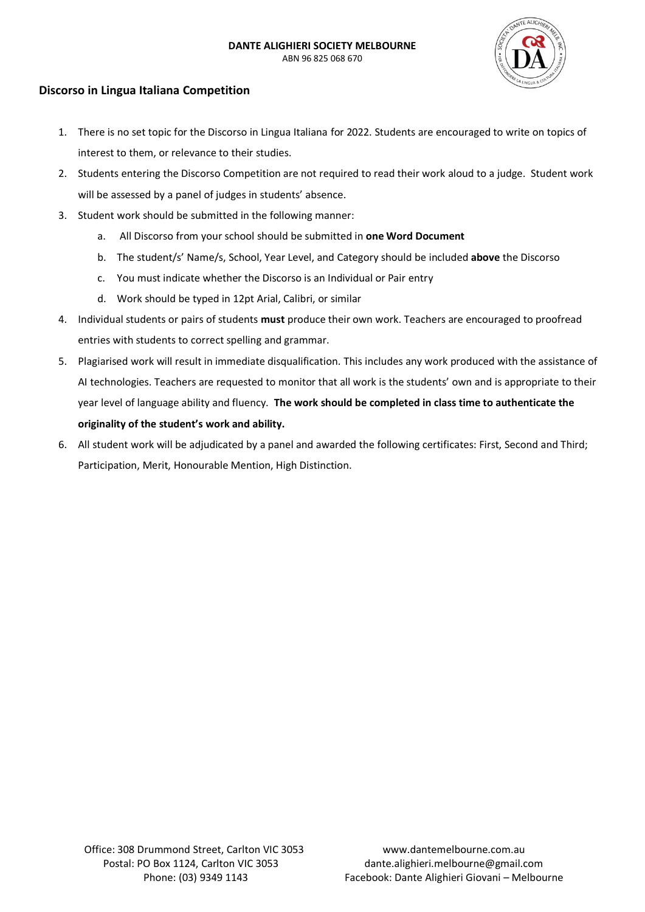**DANTE ALIGHIERI SOCIETY MELBOURNE**
ABN 96 825 068 670

## Discorso in Lingua Italiana Competition

1. There is no set topic for the Discorso in Lingua Italiana for 2022. Students are encouraged to write on topics of interest to them, or relevance to their studies.
2. Students entering the Discorso Competition are not required to read their work aloud to a judge. Student work will be assessed by a panel of judges in students' absence.
3. Student work should be submitted in the following manner:
   a. All Discorso from your school should be submitted in **one Word Document**
   b. The student/s' Name/s, School, Year Level, and Category should be included **above** the Discorso
   c. You must indicate whether the Discorso is an Individual or Pair entry
   d. Work should be typed in 12pt Arial, Calibri, or similar
4. Individual students or pairs of students **must** produce their own work. Teachers are encouraged to proofread entries with students to correct spelling and grammar.
5. Plagiarised work will result in immediate disqualification. This includes any work produced with the assistance of AI technologies. Teachers are requested to monitor that all work is the students' own and is appropriate to their year level of language ability and fluency. **The work should be completed in class time to authenticate the originality of the student's work and ability.**
6. All student work will be adjudicated by a panel and awarded the following certificates: First, Second and Third; Participation, Merit, Honourable Mention, High Distinction.

Office: 308 Drummond Street, Carlton VIC 3053
Postal: PO Box 1124, Carlton VIC 3053
Phone: (03) 9349 1143

www.dantemelbourne.com.au
dante.alighieri.melbourne@gmail.com
Facebook: Dante Alighieri Giovani – Melbourne